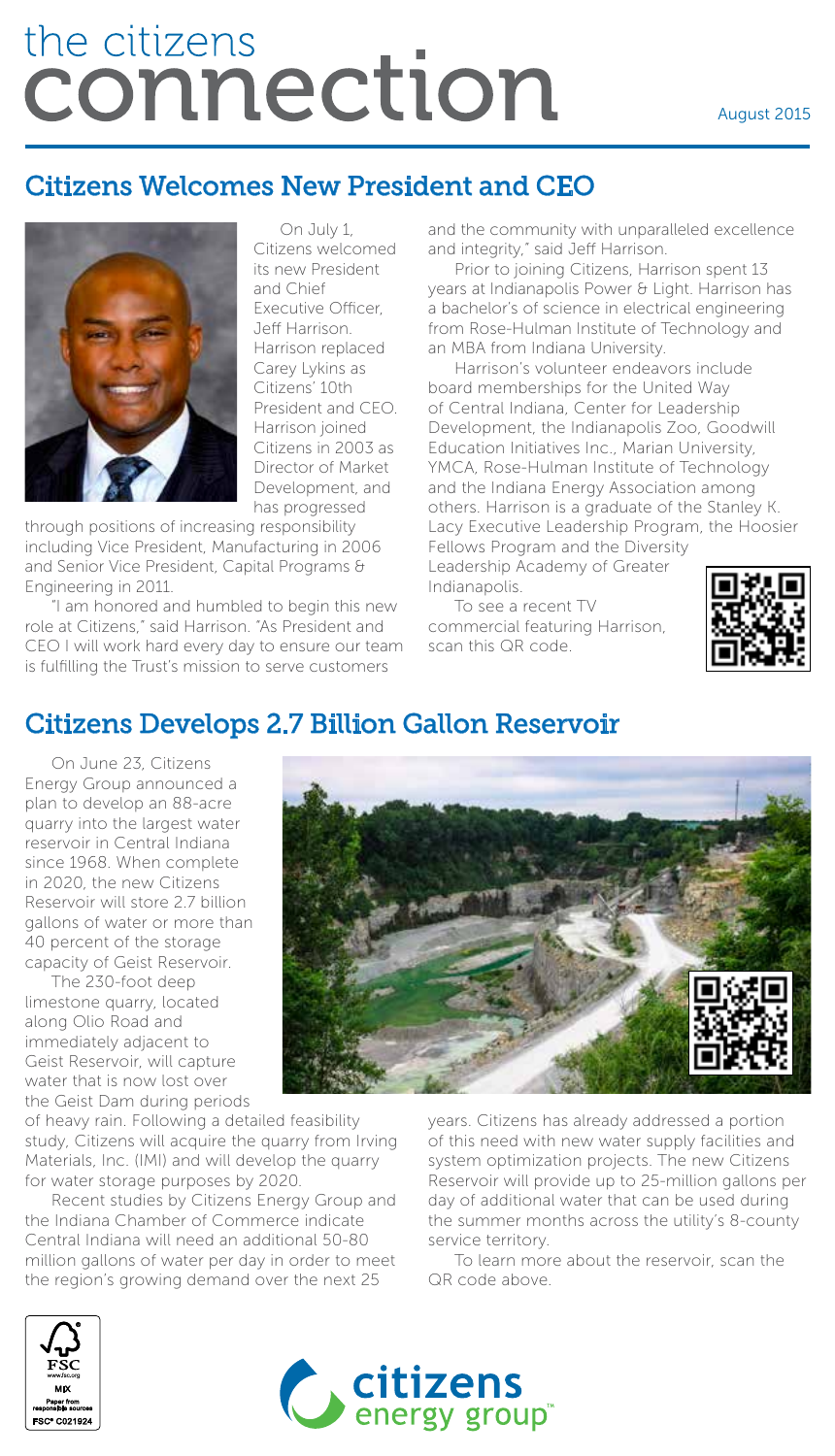# the citizens connection

August 2015

## Citizens Welcomes New President and CEO

On July 1, Citizens welcomed its new President and Chief Executive Officer, Jeff Harrison. Harrison replaced Carey Lykins as Citizens' 10th President and CEO. Harrison joined Citizens in 2003 as Director of Market Development, and has progressed through positions of increasing responsibility including Vice President, Manufacturing in 2006 and Senior Vice President, Capital Programs & Engineering in 2011.

"I am honored and humbled to begin this new role at Citizens," said Harrison. "As President and CEO I will work hard every day to ensure our team is fulfilling the Trust's mission to serve customers and the community with unparalleled excellence and integrity," said Jeff Harrison.

Prior to joining Citizens, Harrison spent 13 years at Indianapolis Power & Light. Harrison has a bachelor's of science in electrical engineering from Rose-Hulman Institute of Technology and an MBA from Indiana University.

Harrison's volunteer endeavors include board memberships for the United Way of Central Indiana, Center for Leadership Development, the Indianapolis Zoo, Goodwill Education Initiatives Inc., Marian University, YMCA, Rose-Hulman Institute of Technology and the Indiana Energy Association among others. Harrison is a graduate of the Stanley K. Lacy Executive Leadership Program, the Hoosier Fellows Program and the Diversity Leadership Academy of Greater Indianapolis.

To see a recent TV commercial featuring Harrison, scan this QR code.

## Citizens Develops 2.7 Billion Gallon Reservoir

On June 23, Citizens Energy Group announced a plan to develop an 88-acre quarry into the largest water reservoir in Central Indiana since 1968. When complete in 2020, the new Citizens Reservoir will store 2.7 billion gallons of water or more than 40 percent of the storage capacity of Geist Reservoir.

The 230-foot deep limestone quarry, located along Olio Road and immediately adjacent to Geist Reservoir, will capture water that is now lost over the Geist Dam during periods of heavy rain. Following a detailed feasibility study, Citizens will acquire the quarry from Irving Materials, Inc. (IMI) and will develop the quarry for water storage purposes by 2020.

Recent studies by Citizens Energy Group and the Indiana Chamber of Commerce indicate Central Indiana will need an additional 50-80 million gallons of water per day in order to meet the region's growing demand over the next 25 years. Citizens has already addressed a portion of this need with new water supply facilities and system optimization projects. The new Citizens Reservoir will provide up to 25-million gallons per day of additional water that can be used during the summer months across the utility's 8-county service territory.

To learn more about the reservoir, scan the QR code above.

FSC MIX Paper from responsible sources FSC® C021924

citizens energy group™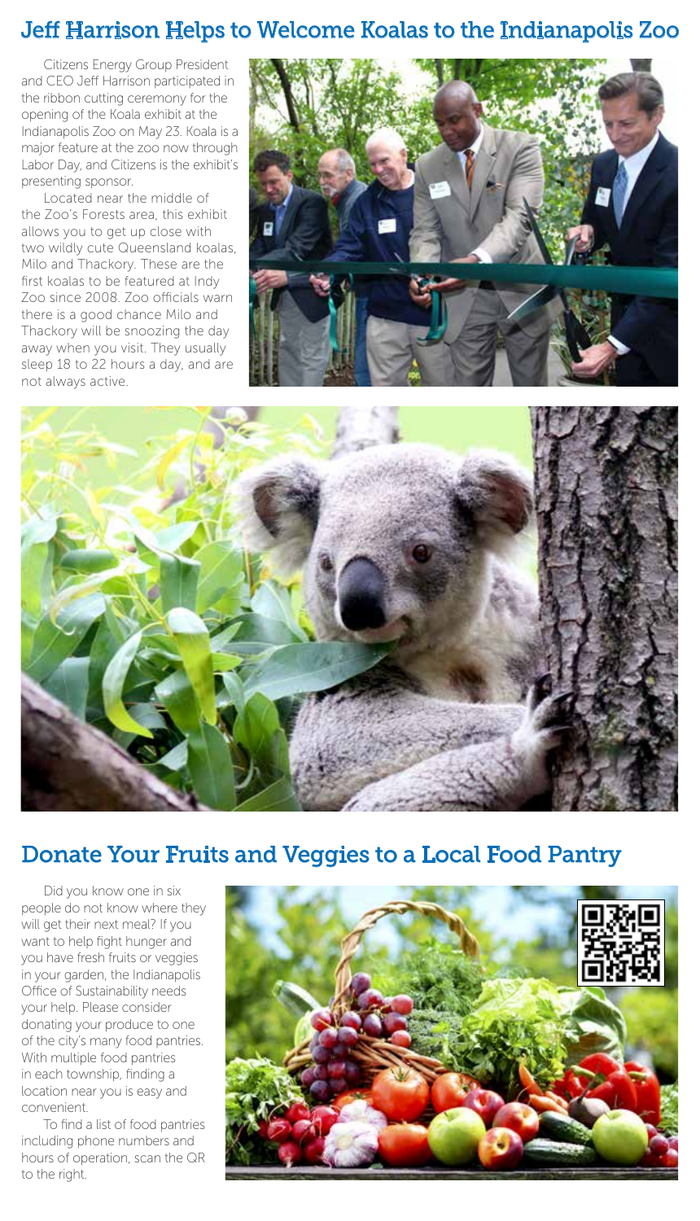## Jeff Harrison Helps to Welcome Koalas to the Indianapolis Zoo

Citizens Energy Group President and CEO Jeff Harrison participated in the ribbon cutting ceremony for the opening of the Koala exhibit at the Indianapolis Zoo on May 23. Koala is a major feature at the zoo now through Labor Day, and Citizens is the exhibit's presenting sponsor.

Located near the middle of the Zoo's Forests area, this exhibit allows you to get up close with two wildly cute Queensland koalas, Milo and Thackory. These are the first koalas to be featured at Indy Zoo since 2008. Zoo officials warn there is a good chance Milo and Thackory will be snoozing the day away when you visit. They usually sleep 18 to 22 hours a day, and are not always active.

## Donate Your Fruits and Veggies to a Local Food Pantry

Did you know one in six people do not know where they will get their next meal? If you want to help fight hunger and you have fresh fruits or veggies in your garden, the Indianapolis Office of Sustainability needs your help. Please consider donating your produce to one of the city's many food pantries. With multiple food pantries in each township, finding a location near you is easy and convenient.

To find a list of food pantries including phone numbers and hours of operation, scan the QR to the right.